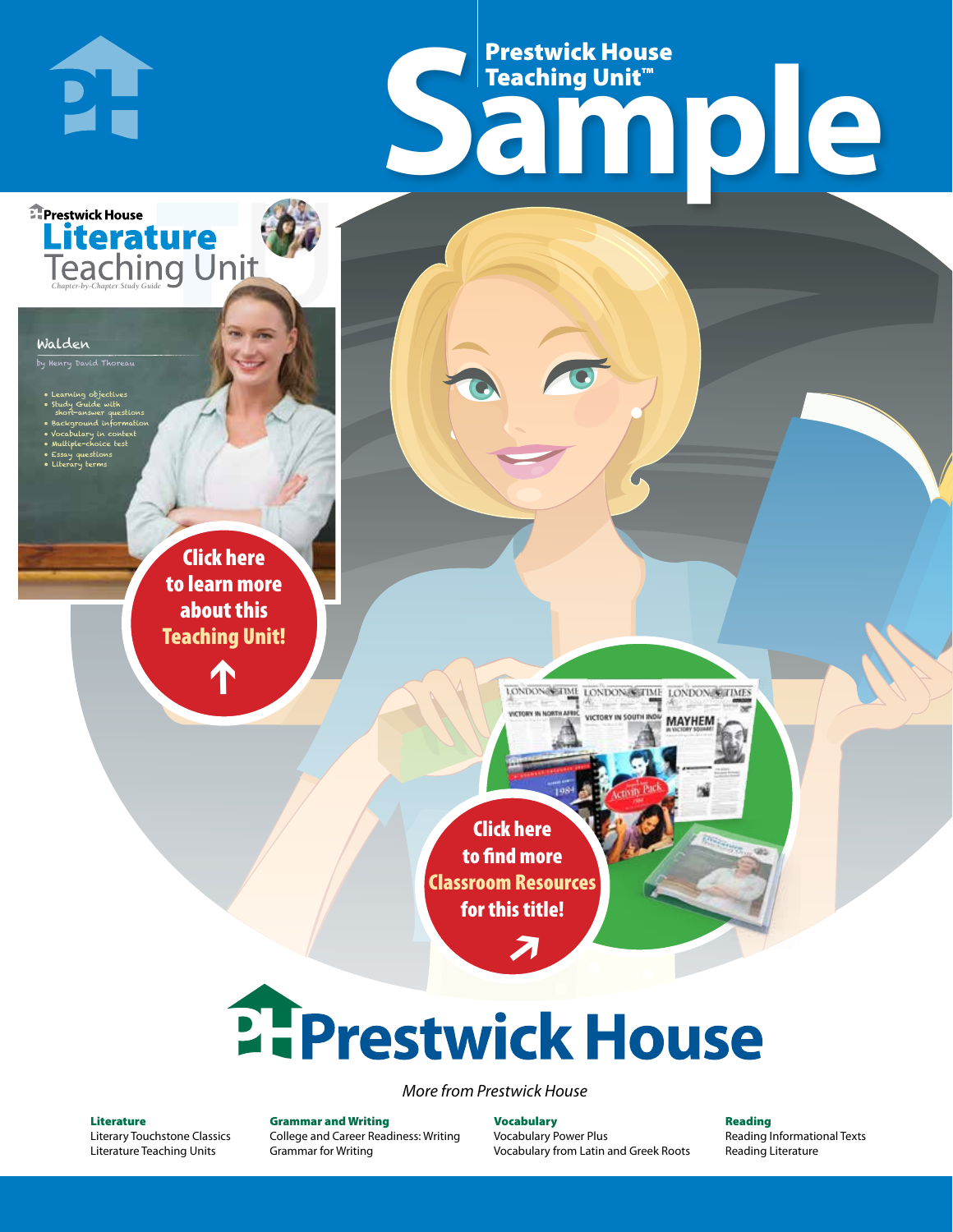# Prestwick House Teaching Unit™ Sample

Prestwick House
**Literature** Teaching Unit
*Chapter-by-Chapter Study Guide*

Walden
by Henry David Thoreau

- Learning objectives
- Study Guide with short-answer questions
- Background information
- Vocabulary in context
- Multiple-choice test
- Essay questions
- Literary terms

**Click here to learn more about this Teaching Unit!**

**Click here to find more Classroom Resources for this title!**

# Prestwick House

*More from Prestwick House*

**Literature**
Literary Touchstone Classics
Literature Teaching Units

**Grammar and Writing**
College and Career Readiness: Writing
Grammar for Writing

**Vocabulary**
Vocabulary Power Plus
Vocabulary from Latin and Greek Roots

**Reading**
Reading Informational Texts
Reading Literature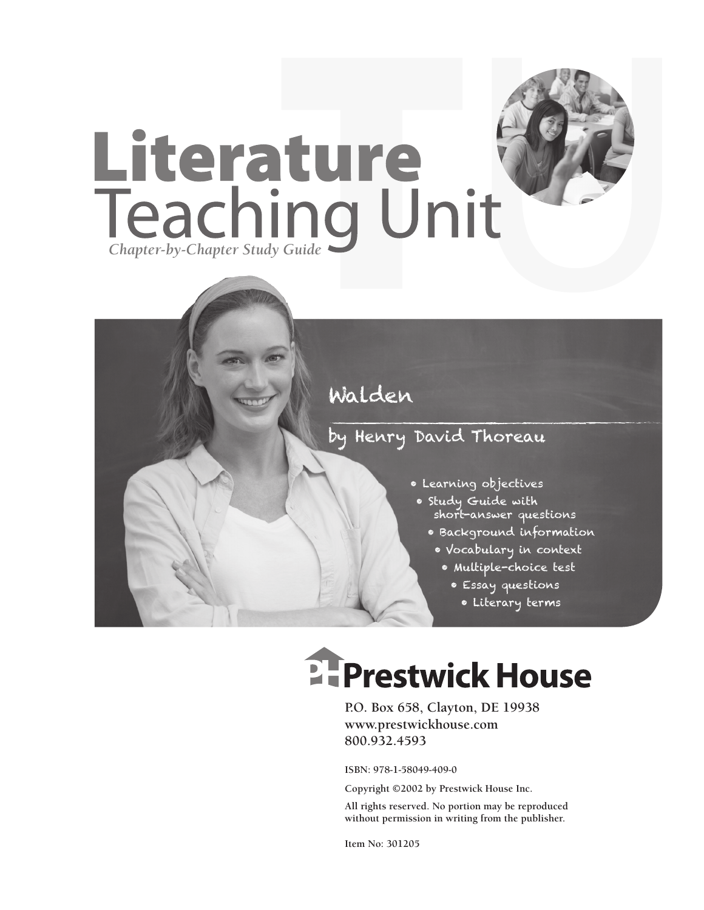# Literature Teaching Unit

*Chapter-by-Chapter Study Guide*

## Walden

### by Henry David Thoreau

- Learning objectives
- Study Guide with short-answer questions
- Background information
- Vocabulary in context
- Multiple-choice test
- Essay questions
- Literary terms

**Prestwick House**

P.O. Box 658, Clayton, DE 19938
www.prestwickhouse.com
800.932.4593

ISBN: 978-1-58049-409-0

Copyright ©2002 by Prestwick House Inc.

All rights reserved. No portion may be reproduced without permission in writing from the publisher.

Item No: 301205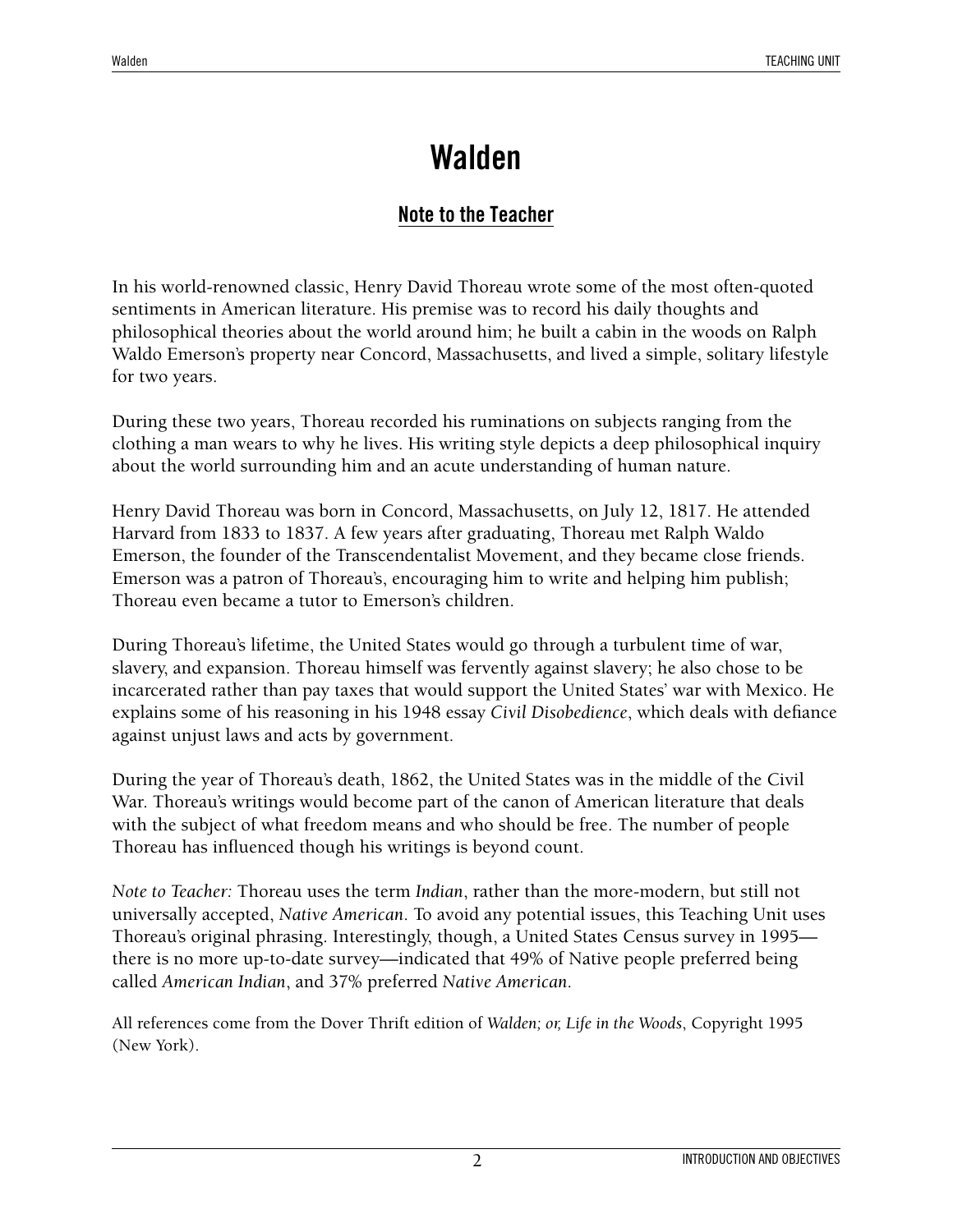# Walden

## Note to the Teacher

In his world-renowned classic, Henry David Thoreau wrote some of the most often-quoted sentiments in American literature. His premise was to record his daily thoughts and philosophical theories about the world around him; he built a cabin in the woods on Ralph Waldo Emerson's property near Concord, Massachusetts, and lived a simple, solitary lifestyle for two years.

During these two years, Thoreau recorded his ruminations on subjects ranging from the clothing a man wears to why he lives. His writing style depicts a deep philosophical inquiry about the world surrounding him and an acute understanding of human nature.

Henry David Thoreau was born in Concord, Massachusetts, on July 12, 1817. He attended Harvard from 1833 to 1837. A few years after graduating, Thoreau met Ralph Waldo Emerson, the founder of the Transcendentalist Movement, and they became close friends. Emerson was a patron of Thoreau's, encouraging him to write and helping him publish; Thoreau even became a tutor to Emerson's children.

During Thoreau's lifetime, the United States would go through a turbulent time of war, slavery, and expansion. Thoreau himself was fervently against slavery; he also chose to be incarcerated rather than pay taxes that would support the United States' war with Mexico. He explains some of his reasoning in his 1948 essay *Civil Disobedience*, which deals with defiance against unjust laws and acts by government.

During the year of Thoreau's death, 1862, the United States was in the middle of the Civil War. Thoreau's writings would become part of the canon of American literature that deals with the subject of what freedom means and who should be free. The number of people Thoreau has influenced though his writings is beyond count.

*Note to Teacher:* Thoreau uses the term *Indian*, rather than the more-modern, but still not universally accepted, *Native American*. To avoid any potential issues, this Teaching Unit uses Thoreau's original phrasing. Interestingly, though, a United States Census survey in 1995—there is no more up-to-date survey—indicated that 49% of Native people preferred being called *American Indian*, and 37% preferred *Native American*.

All references come from the Dover Thrift edition of *Walden; or, Life in the Woods*, Copyright 1995 (New York).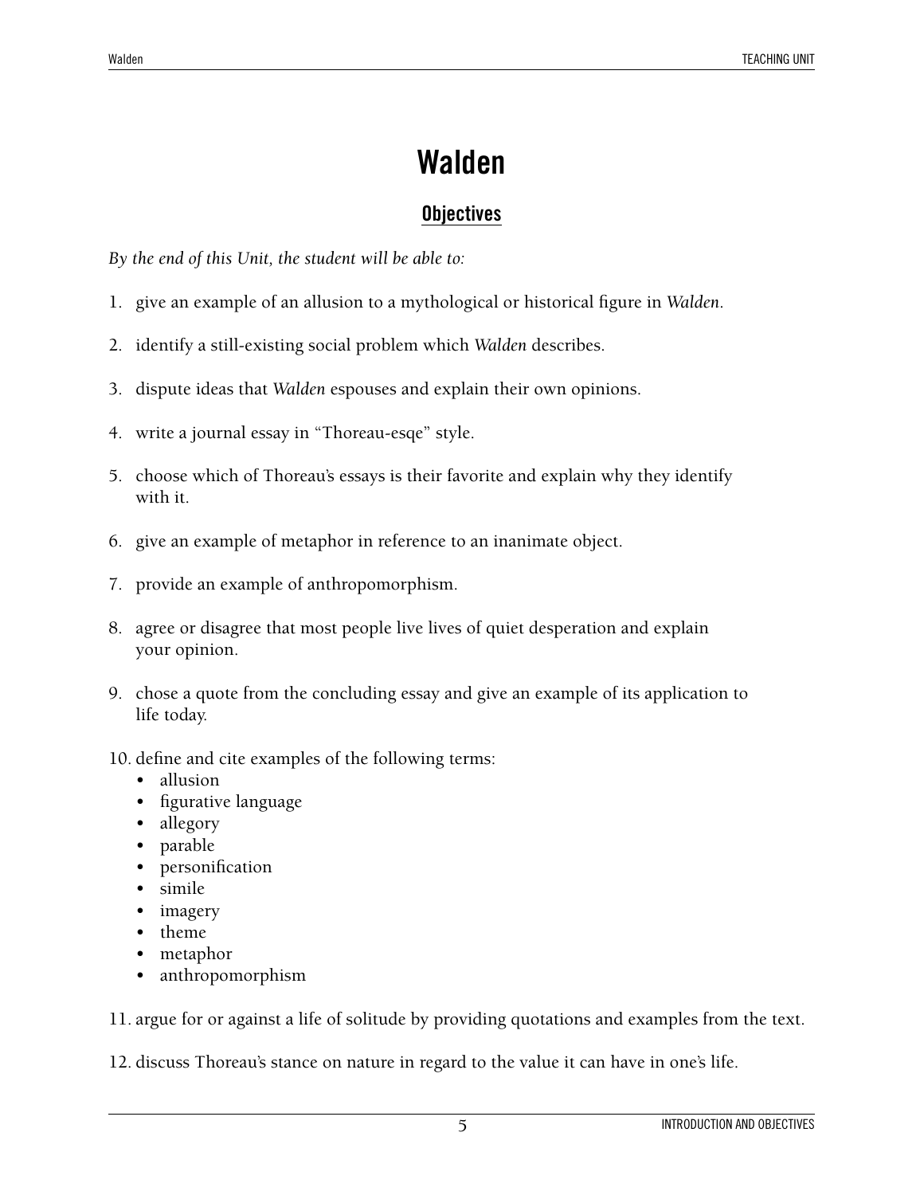# Walden

## Objectives

*By the end of this Unit, the student will be able to:*

1. give an example of an allusion to a mythological or historical figure in *Walden*.

2. identify a still-existing social problem which *Walden* describes.

3. dispute ideas that *Walden* espouses and explain their own opinions.

4. write a journal essay in "Thoreau-esqe" style.

5. choose which of Thoreau's essays is their favorite and explain why they identify with it.

6. give an example of metaphor in reference to an inanimate object.

7. provide an example of anthropomorphism.

8. agree or disagree that most people live lives of quiet desperation and explain your opinion.

9. chose a quote from the concluding essay and give an example of its application to life today.

10. define and cite examples of the following terms:
    - allusion
    - figurative language
    - allegory
    - parable
    - personification
    - simile
    - imagery
    - theme
    - metaphor
    - anthropomorphism

11. argue for or against a life of solitude by providing quotations and examples from the text.

12. discuss Thoreau's stance on nature in regard to the value it can have in one's life.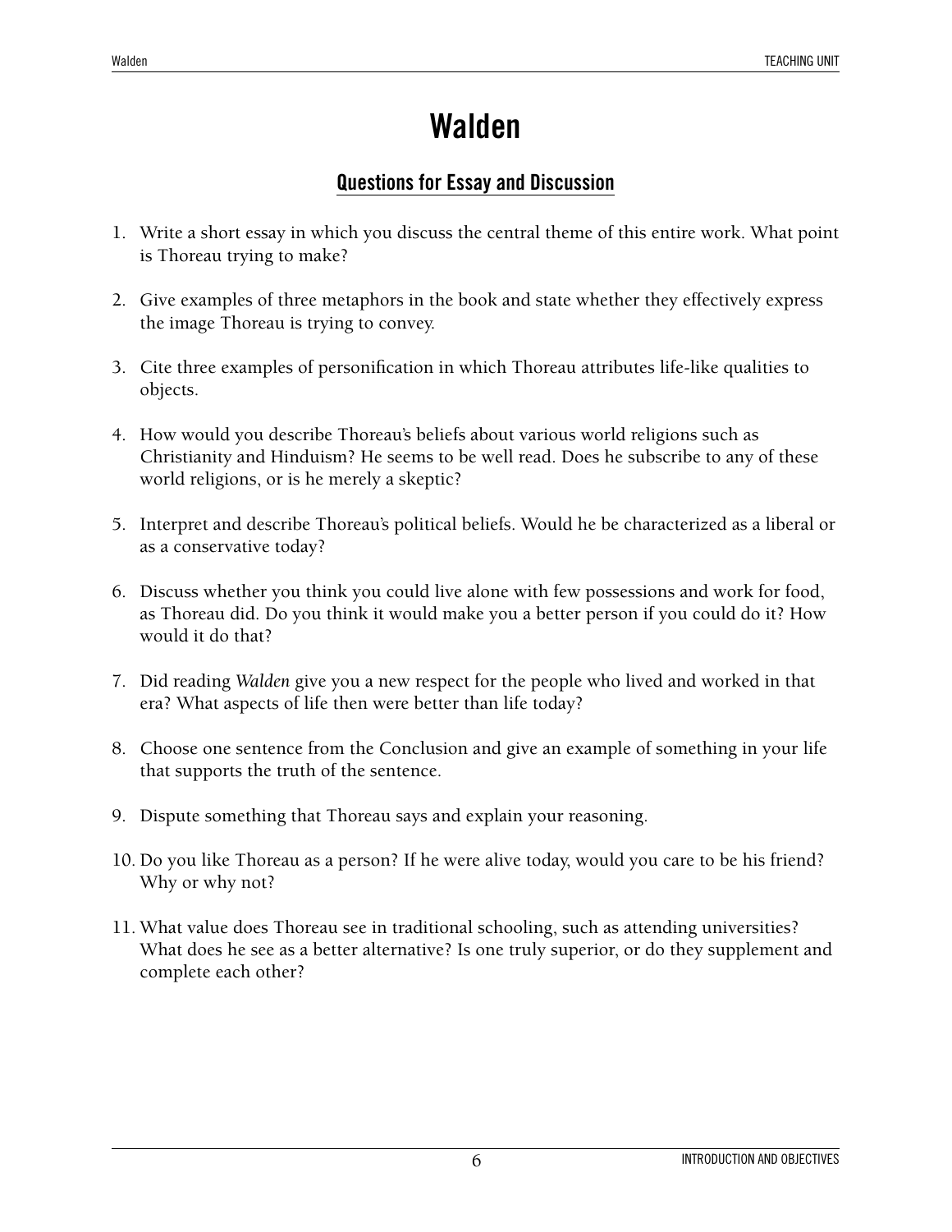# Walden

## Questions for Essay and Discussion

1. Write a short essay in which you discuss the central theme of this entire work. What point is Thoreau trying to make?

2. Give examples of three metaphors in the book and state whether they effectively express the image Thoreau is trying to convey.

3. Cite three examples of personification in which Thoreau attributes life-like qualities to objects.

4. How would you describe Thoreau's beliefs about various world religions such as Christianity and Hinduism? He seems to be well read. Does he subscribe to any of these world religions, or is he merely a skeptic?

5. Interpret and describe Thoreau's political beliefs. Would he be characterized as a liberal or as a conservative today?

6. Discuss whether you think you could live alone with few possessions and work for food, as Thoreau did. Do you think it would make you a better person if you could do it? How would it do that?

7. Did reading *Walden* give you a new respect for the people who lived and worked in that era? What aspects of life then were better than life today?

8. Choose one sentence from the Conclusion and give an example of something in your life that supports the truth of the sentence.

9. Dispute something that Thoreau says and explain your reasoning.

10. Do you like Thoreau as a person? If he were alive today, would you care to be his friend? Why or why not?

11. What value does Thoreau see in traditional schooling, such as attending universities? What does he see as a better alternative? Is one truly superior, or do they supplement and complete each other?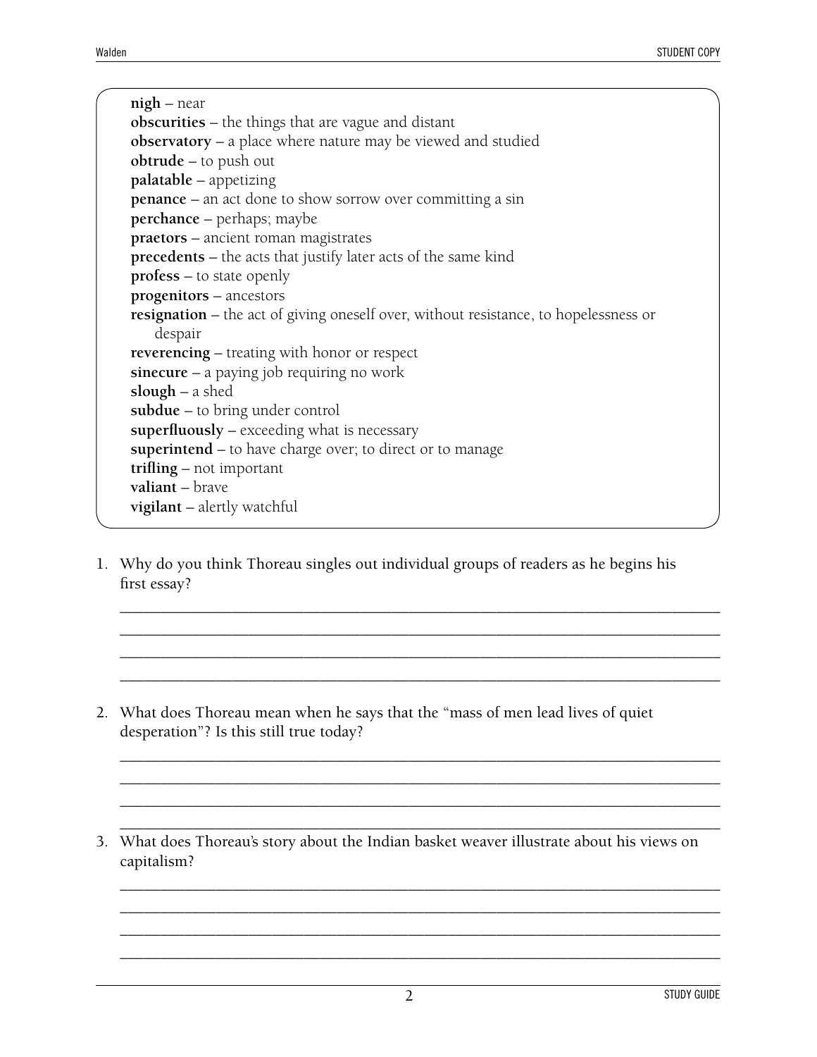**nigh** – near
**obscurities** – the things that are vague and distant
**observatory** – a place where nature may be viewed and studied
**obtrude** – to push out
**palatable** – appetizing
**penance** – an act done to show sorrow over committing a sin
**perchance** – perhaps; maybe
**praetors** – ancient roman magistrates
**precedents** – the acts that justify later acts of the same kind
**profess** – to state openly
**progenitors** – ancestors
**resignation** – the act of giving oneself over, without resistance, to hopelessness or despair
**reverencing** – treating with honor or respect
**sinecure** – a paying job requiring no work
**slough** – a shed
**subdue** – to bring under control
**superfluously** – exceeding what is necessary
**superintend** – to have charge over; to direct or to manage
**trifling** – not important
**valiant** – brave
**vigilant** – alertly watchful

1. Why do you think Thoreau singles out individual groups of readers as he begins his first essay?

______________________________________________________________________
______________________________________________________________________
______________________________________________________________________
______________________________________________________________________

2. What does Thoreau mean when he says that the "mass of men lead lives of quiet desperation"? Is this still true today?

______________________________________________________________________
______________________________________________________________________
______________________________________________________________________
______________________________________________________________________

3. What does Thoreau's story about the Indian basket weaver illustrate about his views on capitalism?

______________________________________________________________________
______________________________________________________________________
______________________________________________________________________
______________________________________________________________________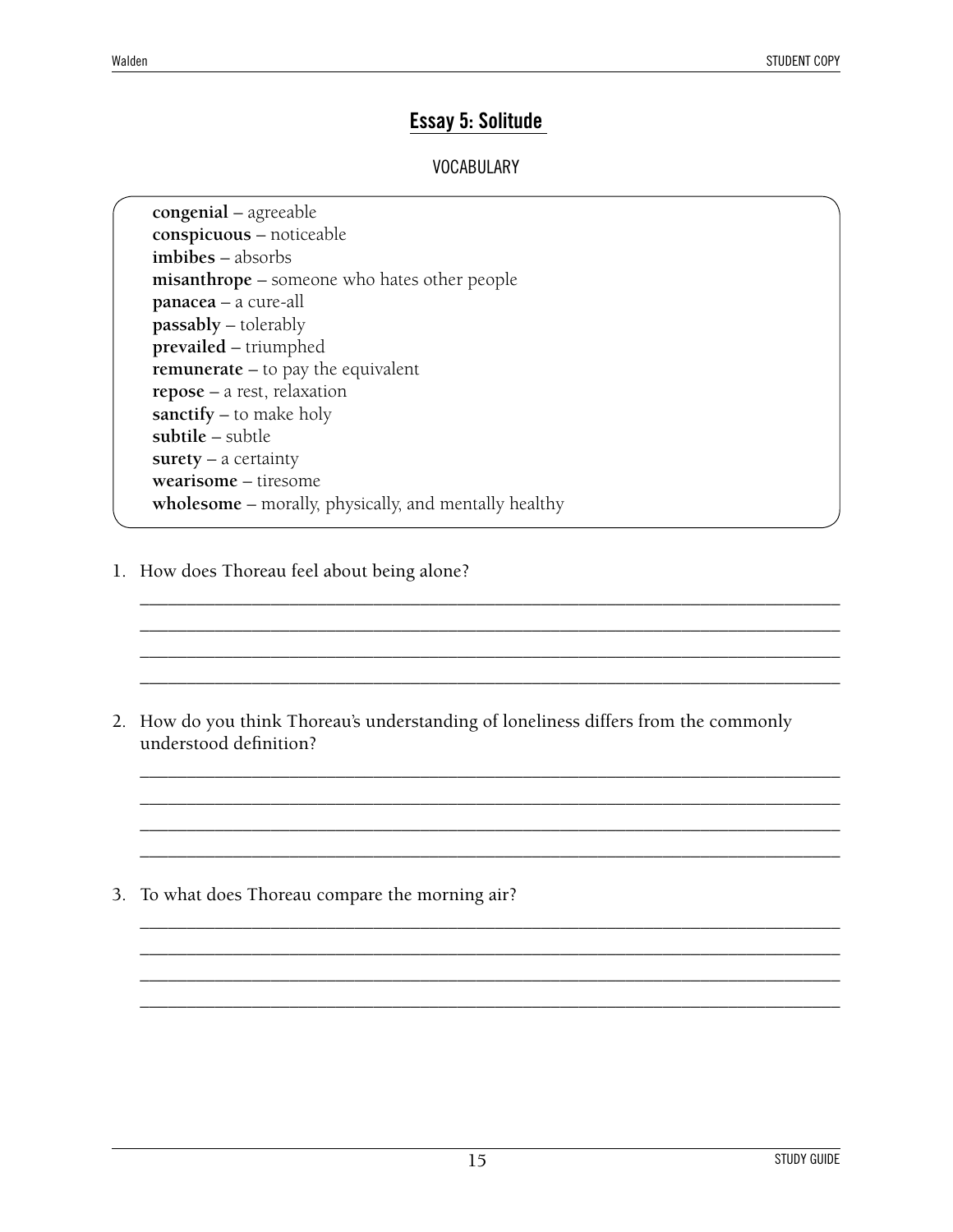## Essay 5: Solitude

### VOCABULARY

**congenial** – agreeable
**conspicuous** – noticeable
**imbibes** – absorbs
**misanthrope** – someone who hates other people
**panacea** – a cure-all
**passably** – tolerably
**prevailed** – triumphed
**remunerate** – to pay the equivalent
**repose** – a rest, relaxation
**sanctify** – to make holy
**subtile** – subtle
**surety** – a certainty
**wearisome** – tiresome
**wholesome** – morally, physically, and mentally healthy

1. How does Thoreau feel about being alone?

____________________________________________________________________________
____________________________________________________________________________
____________________________________________________________________________
____________________________________________________________________________

2. How do you think Thoreau's understanding of loneliness differs from the commonly understood definition?

____________________________________________________________________________
____________________________________________________________________________
____________________________________________________________________________
____________________________________________________________________________

3. To what does Thoreau compare the morning air?

____________________________________________________________________________
____________________________________________________________________________
____________________________________________________________________________
____________________________________________________________________________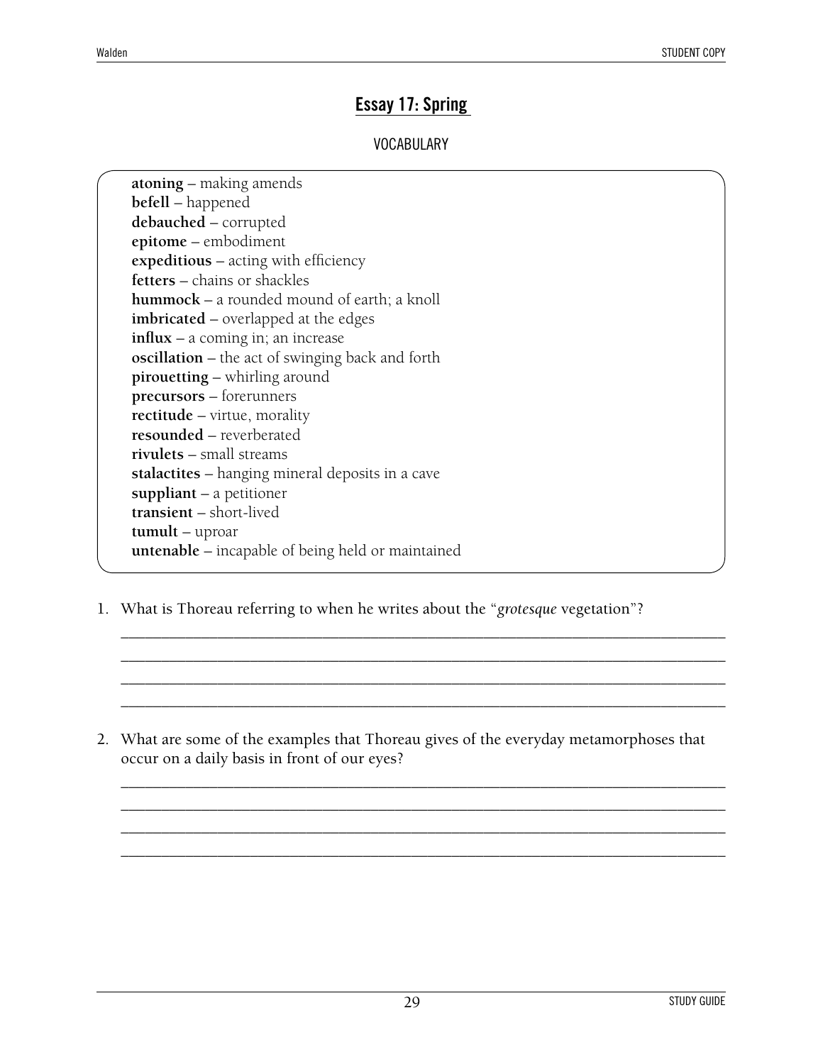# Essay 17: Spring

VOCABULARY

**atoning** – making amends
**befell** – happened
**debauched** – corrupted
**epitome** – embodiment
**expeditious** – acting with efficiency
**fetters** – chains or shackles
**hummock** – a rounded mound of earth; a knoll
**imbricated** – overlapped at the edges
**influx** – a coming in; an increase
**oscillation** – the act of swinging back and forth
**pirouetting** – whirling around
**precursors** – forerunners
**rectitude** – virtue, morality
**resounded** – reverberated
**rivulets** – small streams
**stalactites** – hanging mineral deposits in a cave
**suppliant** – a petitioner
**transient** – short-lived
**tumult** – uproar
**untenable** – incapable of being held or maintained

1. What is Thoreau referring to when he writes about the "*grotesque* vegetation"?

___________________________________________________________________________
___________________________________________________________________________
___________________________________________________________________________
___________________________________________________________________________

2. What are some of the examples that Thoreau gives of the everyday metamorphoses that occur on a daily basis in front of our eyes?

___________________________________________________________________________
___________________________________________________________________________
___________________________________________________________________________
___________________________________________________________________________